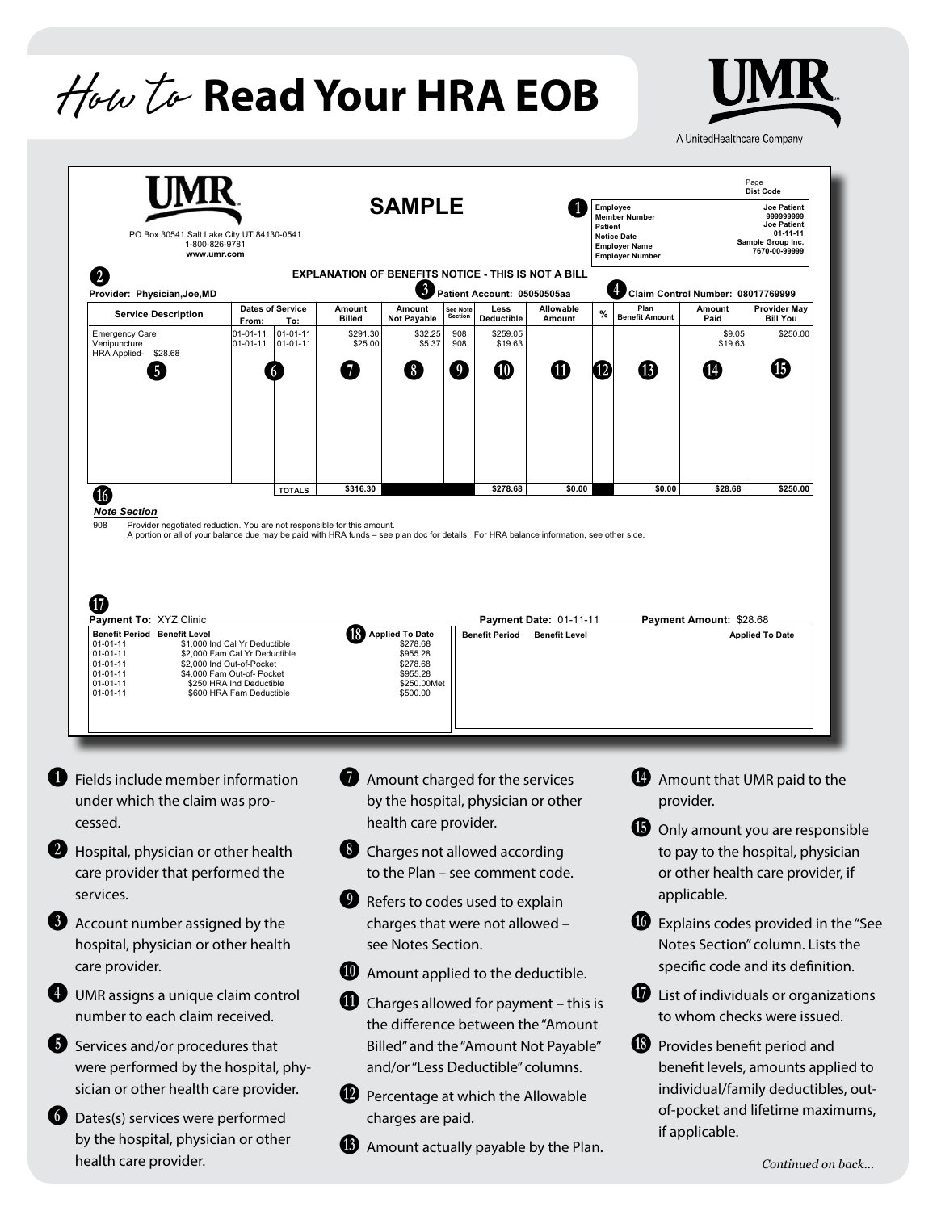# *How to* Read Your HRA EOB

UMR
A UnitedHealthcare Company

---

UMR

PO Box 30541 Salt Lake City UT 84130-0541
1-800-826-9781
www.umr.com

**SAMPLE**

Page
**Dist Code**

❶

| | |
|---|---|
| Employee | Joe Patient |
| Member Number | 999999999 |
| Patient | Joe Patient |
| Notice Date | 01-11-11 |
| Employer Name | Sample Group Inc. |
| Employer Number | 7670-00-99999 |

**EXPLANATION OF BENEFITS NOTICE - THIS IS NOT A BILL**

❷ **Provider: Physician,Joe,MD** ❸ **Patient Account: 05050505aa** ❹ **Claim Control Number: 08017769999**

| Service Description | Dates of Service From: | To: | Amount Billed | Amount Not Payable | See Note Section | Less Deductible | Allowable Amount | % | Plan Benefit Amount | Amount Paid | Provider May Bill You |
|---|---|---|---|---|---|---|---|---|---|---|---|
| Emergency Care | 01-01-11 | 01-01-11 | $291.30 | $32.25 | 908 | $259.05 | | | | $9.05 | $250.00 |
| Venipuncture | 01-01-11 | 01-01-11 | $25.00 | $5.37 | 908 | $19.63 | | | | $19.63 | |
| HRA Applied- $28.68 | | | | | | | | | | | |
| ❺ | ❻ | | ❼ | ❽ | ❾ | ❿ | ⓫ | ⓬ | ⓭ | ⓮ | ⓯ |
| | | TOTALS | $316.30 | | | $278.68 | $0.00 | | $0.00 | $28.68 | $250.00 |

⓰
***Note Section***

908 Provider negotiated reduction. You are not responsible for this amount.
A portion or all of your balance due may be paid with HRA funds – see plan doc for details. For HRA balance information, see other side.

⓱
**Payment To:** XYZ Clinic **Payment Date:** 01-11-11 **Payment Amount:** $28.68

| Benefit Period | Benefit Level | ⓲ Applied To Date |
|---|---|---|
| 01-01-11 | $1,000 Ind Cal Yr Deductible | $278.68 |
| 01-01-11 | $2,000 Fam Cal Yr Deductible | $955.28 |
| 01-01-11 | $2,000 Ind Out-of-Pocket | $278.68 |
| 01-01-11 | $4,000 Fam Out-of- Pocket | $955.28 |
| 01-01-11 | $250 HRA Ind Deductible | $250.00Met |
| 01-01-11 | $600 HRA Fam Deductible | $500.00 |

| Benefit Period | Benefit Level | Applied To Date |
|---|---|---|

---

❶ Fields include member information under which the claim was processed.

❷ Hospital, physician or other health care provider that performed the services.

❸ Account number assigned by the hospital, physician or other health care provider.

❹ UMR assigns a unique claim control number to each claim received.

❺ Services and/or procedures that were performed by the hospital, physician or other health care provider.

❻ Dates(s) services were performed by the hospital, physician or other health care provider.

❼ Amount charged for the services by the hospital, physician or other health care provider.

❽ Charges not allowed according to the Plan – see comment code.

❾ Refers to codes used to explain charges that were not allowed – see Notes Section.

❿ Amount applied to the deductible.

⓫ Charges allowed for payment – this is the difference between the "Amount Billed" and the "Amount Not Payable" and/or "Less Deductible" columns.

⓬ Percentage at which the Allowable charges are paid.

⓭ Amount actually payable by the Plan.

⓮ Amount that UMR paid to the provider.

⓯ Only amount you are responsible to pay to the hospital, physician or other health care provider, if applicable.

⓰ Explains codes provided in the "See Notes Section" column. Lists the specific code and its definition.

⓱ List of individuals or organizations to whom checks were issued.

⓲ Provides benefit period and benefit levels, amounts applied to individual/family deductibles, out-of-pocket and lifetime maximums, if applicable.

*Continued on back...*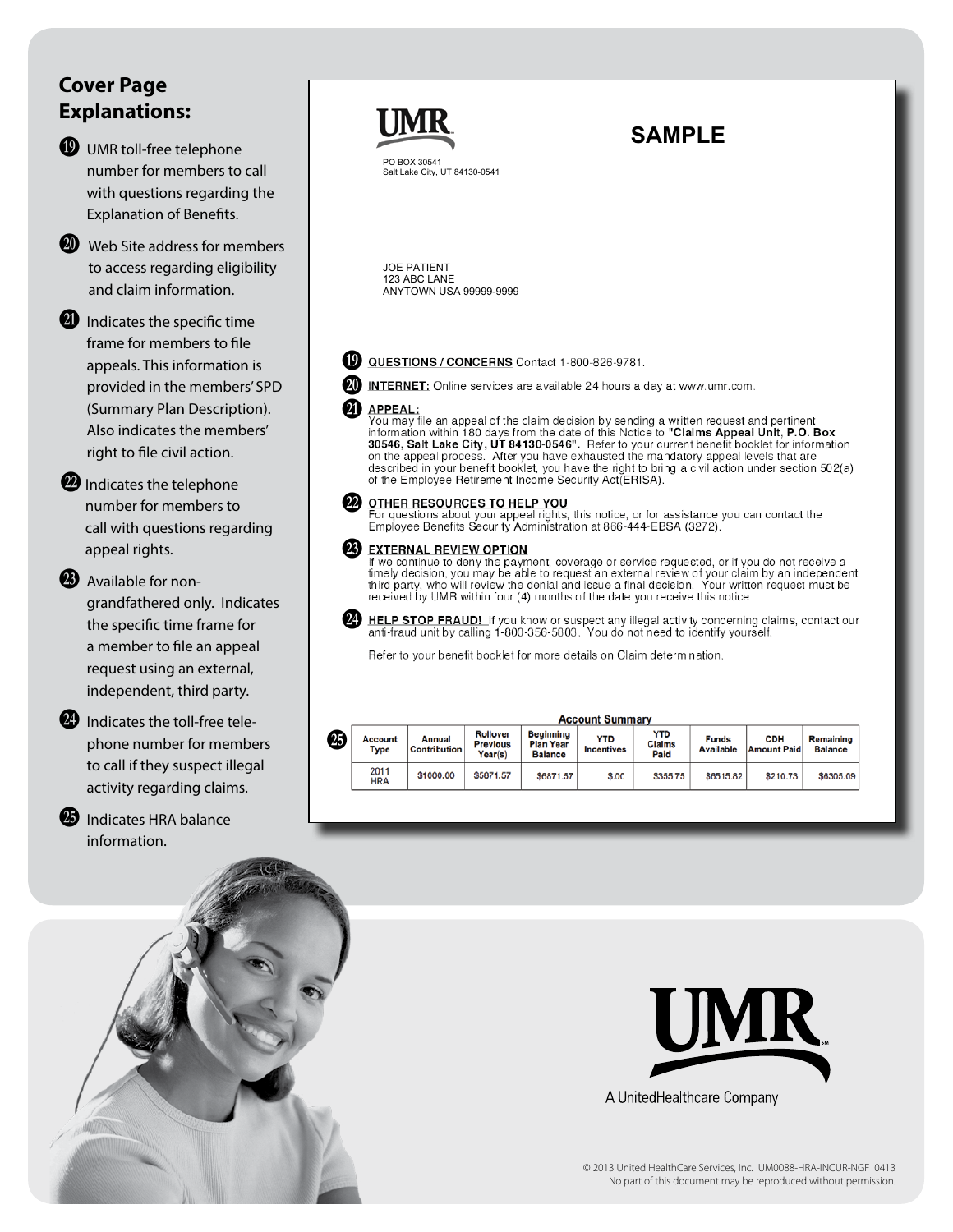## Cover Page Explanations:

⑲ UMR toll-free telephone number for members to call with questions regarding the Explanation of Benefits.

⑳ Web Site address for members to access regarding eligibility and claim information.

㉑ Indicates the specific time frame for members to file appeals. This information is provided in the members' SPD (Summary Plan Description). Also indicates the members' right to file civil action.

㉒ Indicates the telephone number for members to call with questions regarding appeal rights.

㉓ Available for non-grandfathered only. Indicates the specific time frame for a member to file an appeal request using an external, independent, third party.

㉔ Indicates the toll-free telephone number for members to call if they suspect illegal activity regarding claims.

㉕ Indicates HRA balance information.

---

UMR

**SAMPLE**

PO BOX 30541
Salt Lake City, UT 84130-0541

JOE PATIENT
123 ABC LANE
ANYTOWN USA 99999-9999

⑲ **QUESTIONS / CONCERNS** Contact 1-800-826-9781.

⑳ **INTERNET:** Online services are available 24 hours a day at www.umr.com.

㉑ **APPEAL:**
You may file an appeal of the claim decision by sending a written request and pertinent information within 180 days from the date of this Notice to **"Claims Appeal Unit, P.O. Box 30546, Salt Lake City, UT 84130-0546".** Refer to your current benefit booklet for information on the appeal process. After you have exhausted the mandatory appeal levels that are described in your benefit booklet, you have the right to bring a civil action under section 502(a) of the Employee Retirement Income Security Act(ERISA).

㉒ **OTHER RESOURCES TO HELP YOU**
For questions about your appeal rights, this notice, or for assistance you can contact the Employee Benefits Security Administration at 866-444-EBSA (3272).

㉓ **EXTERNAL REVIEW OPTION**
If we continue to deny the payment, coverage or service requested, or if you do not receive a timely decision, you may be able to request an external review of your claim by an independent third party, who will review the denial and issue a final decision. Your written request must be received by UMR within four (4) months of the date you receive this notice.

㉔ **HELP STOP FRAUD!** If you know or suspect any illegal activity concerning claims, contact our anti-fraud unit by calling 1-800-356-5803. You do not need to identify yourself.

Refer to your benefit booklet for more details on Claim determination.

㉕ **Account Summary**

| Account Type | Annual Contribution | Rollover Previous Year(s) | Beginning Plan Year Balance | YTD Incentives | YTD Claims Paid | Funds Available | CDH Amount Paid | Remaining Balance |
|---|---|---|---|---|---|---|---|---|
| 2011 HRA | $1000.00 | $5871.57 | $6871.57 | $.00 | $355.75 | $6515.82 | $210.73 | $6305.09 |

UMR
A UnitedHealthcare Company

© 2013 United HealthCare Services, Inc. UM0088-HRA-INCUR-NGF 0413
No part of this document may be reproduced without permission.